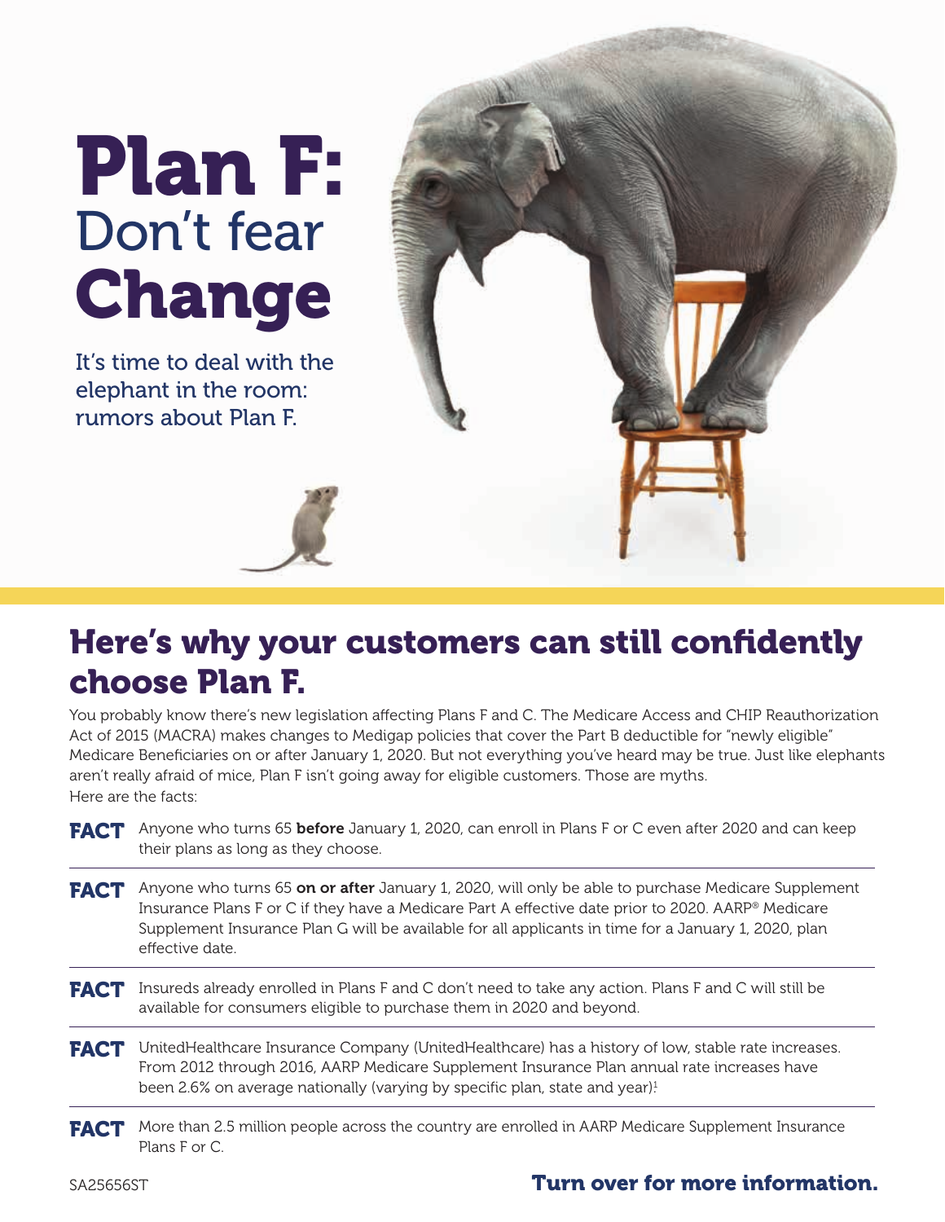# Plan F: Don't fear Change

It's time to deal with the elephant in the room: rumors about Plan F.

## Here's why your customers can still confidently choose Plan F.

You probably know there's new legislation affecting Plans F and C. The Medicare Access and CHIP Reauthorization Act of 2015 (MACRA) makes changes to Medigap policies that cover the Part B deductible for "newly eligible" Medicare Beneficiaries on or after January 1, 2020. But not everything you've heard may be true. Just like elephants aren't really afraid of mice, Plan F isn't going away for eligible customers. Those are myths. Here are the facts:

**FACT** Anyone who turns 65 **before** January 1, 2020, can enroll in Plans F or C even after 2020 and can keep their plans as long as they choose.

**FACT** Anyone who turns 65 **on or after** January 1, 2020, will only be able to purchase Medicare Supplement Insurance Plans F or C if they have a Medicare Part A effective date prior to 2020. AARP® Medicare Supplement Insurance Plan G will be available for all applicants in time for a January 1, 2020, plan effective date.

**FACT** Insureds already enrolled in Plans F and C don't need to take any action. Plans F and C will still be available for consumers eligible to purchase them in 2020 and beyond.

**FACT** UnitedHealthcare Insurance Company (UnitedHealthcare) has a history of low, stable rate increases. From 2012 through 2016, AARP Medicare Supplement Insurance Plan annual rate increases have been 2.6% on average nationally (varying by specific plan, state and year).[1]

**FACT** More than 2.5 million people across the country are enrolled in AARP Medicare Supplement Insurance Plans F or C.

SA25656ST

**Turn over for more information.**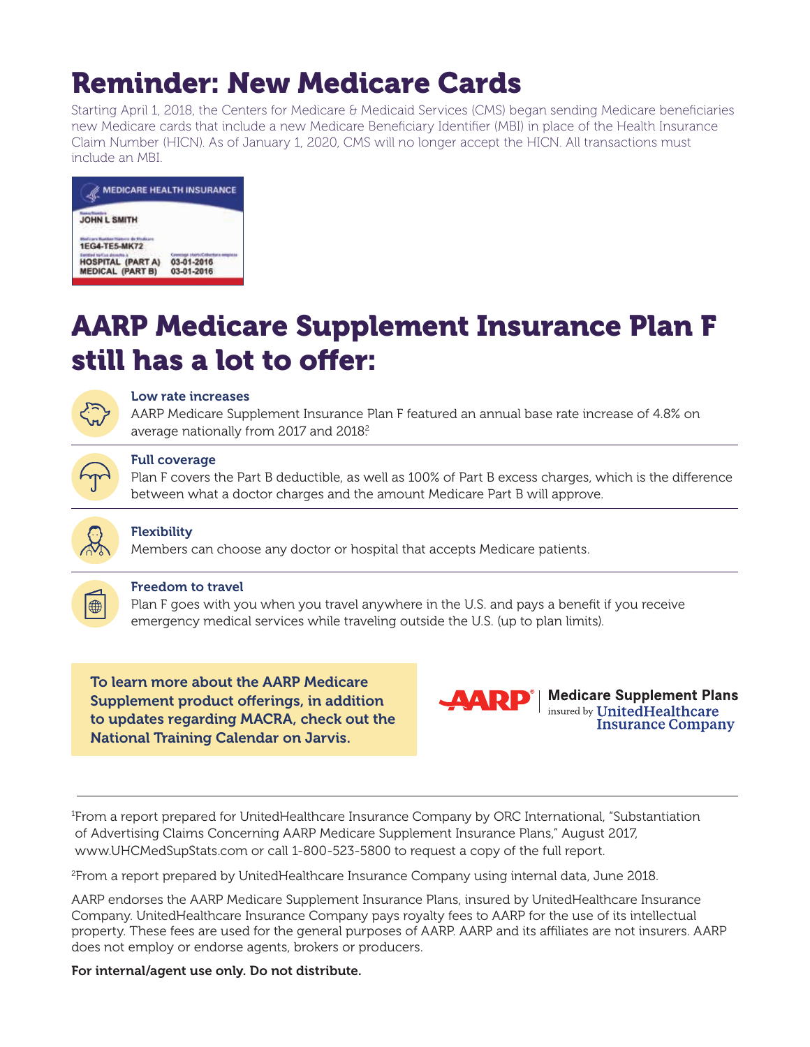# Reminder: New Medicare Cards

Starting April 1, 2018, the Centers for Medicare & Medicaid Services (CMS) began sending Medicare beneficiaries new Medicare cards that include a new Medicare Beneficiary Identifier (MBI) in place of the Health Insurance Claim Number (HICN). As of January 1, 2020, CMS will no longer accept the HICN. All transactions must include an MBI.

MEDICARE HEALTH INSURANCE

JOHN L SMITH

1EG4-TE5-MK72

HOSPITAL (PART A) 03-01-2016
MEDICAL (PART B) 03-01-2016

# AARP Medicare Supplement Insurance Plan F still has a lot to offer:

**Low rate increases**

AARP Medicare Supplement Insurance Plan F featured an annual base rate increase of 4.8% on average nationally from 2017 and 2018.[2]

**Full coverage**

Plan F covers the Part B deductible, as well as 100% of Part B excess charges, which is the difference between what a doctor charges and the amount Medicare Part B will approve.

**Flexibility**

Members can choose any doctor or hospital that accepts Medicare patients.

**Freedom to travel**

Plan F goes with you when you travel anywhere in the U.S. and pays a benefit if you receive emergency medical services while traveling outside the U.S. (up to plan limits).

**To learn more about the AARP Medicare Supplement product offerings, in addition to updates regarding MACRA, check out the National Training Calendar on Jarvis.**

AARP® | Medicare Supplement Plans insured by UnitedHealthcare Insurance Company

[1]From a report prepared for UnitedHealthcare Insurance Company by ORC International, "Substantiation of Advertising Claims Concerning AARP Medicare Supplement Insurance Plans," August 2017, www.UHCMedSupStats.com or call 1-800-523-5800 to request a copy of the full report.

[2]From a report prepared by UnitedHealthcare Insurance Company using internal data, June 2018.

AARP endorses the AARP Medicare Supplement Insurance Plans, insured by UnitedHealthcare Insurance Company. UnitedHealthcare Insurance Company pays royalty fees to AARP for the use of its intellectual property. These fees are used for the general purposes of AARP. AARP and its affiliates are not insurers. AARP does not employ or endorse agents, brokers or producers.

**For internal/agent use only. Do not distribute.**